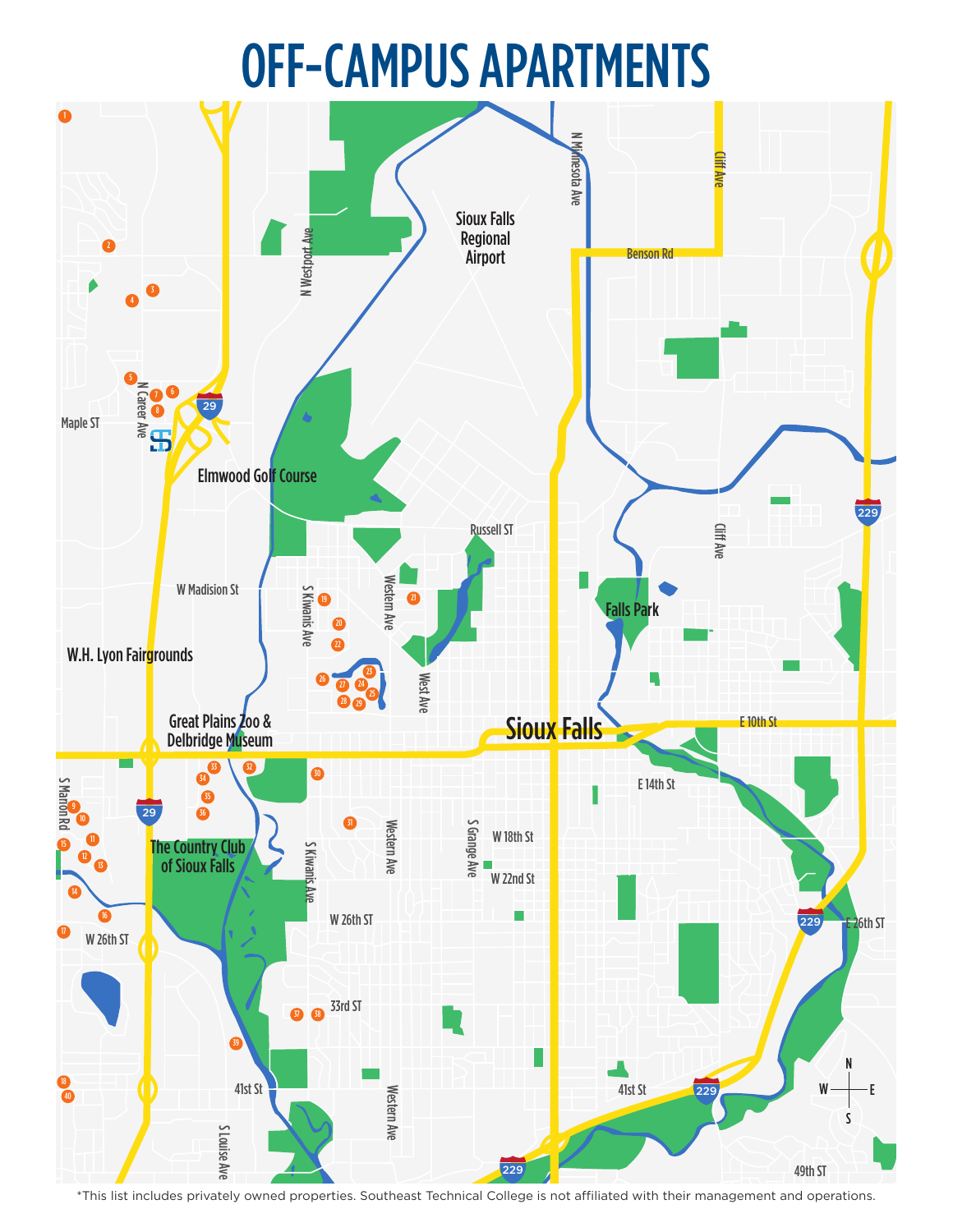# OFF-CAMPUS APARTMENTS

*This list includes privately owned properties. Southeast Technical College is not affiliated with their management and operations.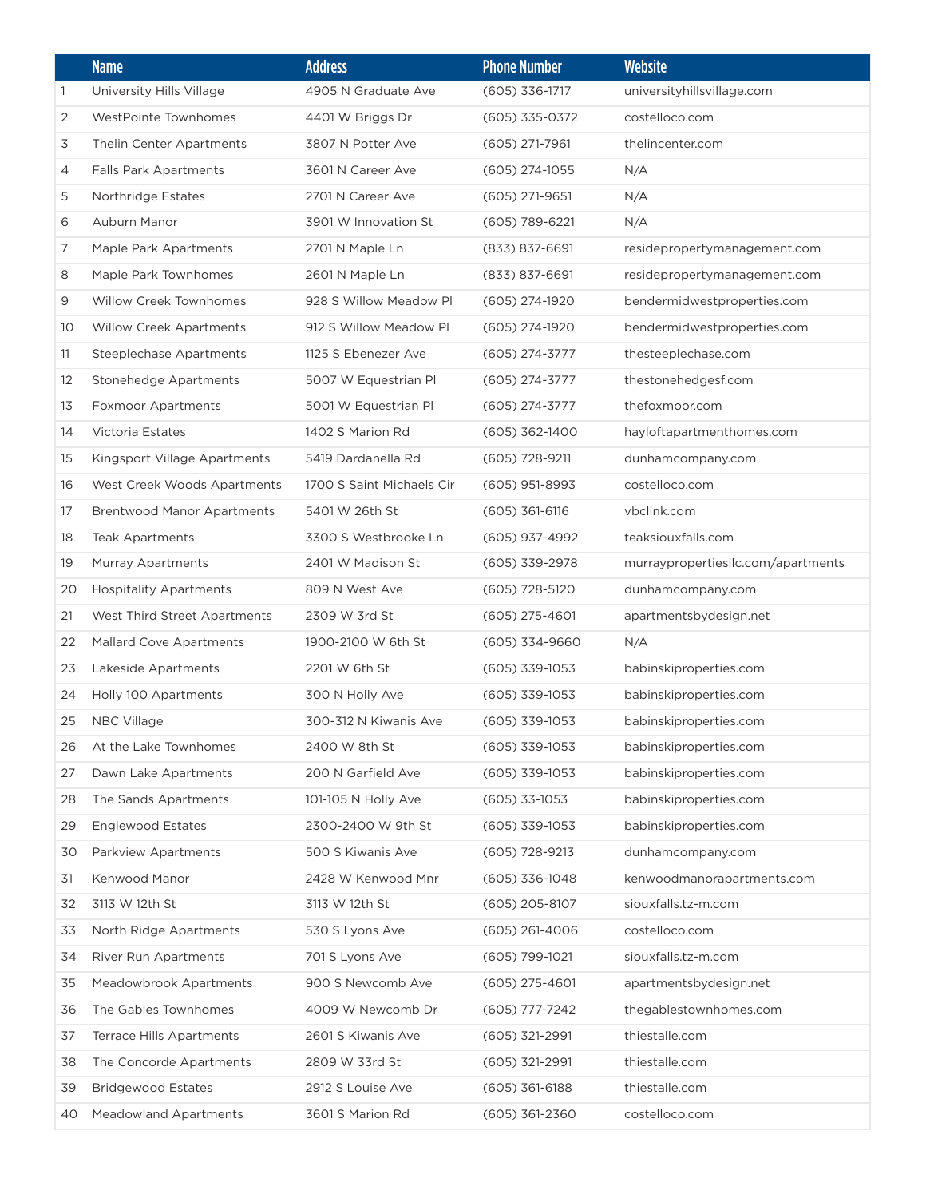| | Name | Address | Phone Number | Website |
|---|---|---|---|---|
| 1 | University Hills Village | 4905 N Graduate Ave | (605) 336-1717 | universityhillsvillage.com |
| 2 | WestPointe Townhomes | 4401 W Briggs Dr | (605) 335-0372 | costelloco.com |
| 3 | Thelin Center Apartments | 3807 N Potter Ave | (605) 271-7961 | thelincenter.com |
| 4 | Falls Park Apartments | 3601 N Career Ave | (605) 274-1055 | N/A |
| 5 | Northridge Estates | 2701 N Career Ave | (605) 271-9651 | N/A |
| 6 | Auburn Manor | 3901 W Innovation St | (605) 789-6221 | N/A |
| 7 | Maple Park Apartments | 2701 N Maple Ln | (833) 837-6691 | residepropertymanagement.com |
| 8 | Maple Park Townhomes | 2601 N Maple Ln | (833) 837-6691 | residepropertymanagement.com |
| 9 | Willow Creek Townhomes | 928 S Willow Meadow Pl | (605) 274-1920 | bendermidwestproperties.com |
| 10 | Willow Creek Apartments | 912 S Willow Meadow Pl | (605) 274-1920 | bendermidwestproperties.com |
| 11 | Steeplechase Apartments | 1125 S Ebenezer Ave | (605) 274-3777 | thesteeplechase.com |
| 12 | Stonehedge Apartments | 5007 W Equestrian Pl | (605) 274-3777 | thestonehedgesf.com |
| 13 | Foxmoor Apartments | 5001 W Equestrian Pl | (605) 274-3777 | thefoxmoor.com |
| 14 | Victoria Estates | 1402 S Marion Rd | (605) 362-1400 | hayloftapartmenthomes.com |
| 15 | Kingsport Village Apartments | 5419 Dardanella Rd | (605) 728-9211 | dunhamcompany.com |
| 16 | West Creek Woods Apartments | 1700 S Saint Michaels Cir | (605) 951-8993 | costelloco.com |
| 17 | Brentwood Manor Apartments | 5401 W 26th St | (605) 361-6116 | vbclink.com |
| 18 | Teak Apartments | 3300 S Westbrooke Ln | (605) 937-4992 | teaksiouxfalls.com |
| 19 | Murray Apartments | 2401 W Madison St | (605) 339-2978 | murraypropertiesllc.com/apartments |
| 20 | Hospitality Apartments | 809 N West Ave | (605) 728-5120 | dunhamcompany.com |
| 21 | West Third Street Apartments | 2309 W 3rd St | (605) 275-4601 | apartmentsbydesign.net |
| 22 | Mallard Cove Apartments | 1900-2100 W 6th St | (605) 334-9660 | N/A |
| 23 | Lakeside Apartments | 2201 W 6th St | (605) 339-1053 | babinskiproperties.com |
| 24 | Holly 100 Apartments | 300 N Holly Ave | (605) 339-1053 | babinskiproperties.com |
| 25 | NBC Village | 300-312 N Kiwanis Ave | (605) 339-1053 | babinskiproperties.com |
| 26 | At the Lake Townhomes | 2400 W 8th St | (605) 339-1053 | babinskiproperties.com |
| 27 | Dawn Lake Apartments | 200 N Garfield Ave | (605) 339-1053 | babinskiproperties.com |
| 28 | The Sands Apartments | 101-105 N Holly Ave | (605) 33-1053 | babinskiproperties.com |
| 29 | Englewood Estates | 2300-2400 W 9th St | (605) 339-1053 | babinskiproperties.com |
| 30 | Parkview Apartments | 500 S Kiwanis Ave | (605) 728-9213 | dunhamcompany.com |
| 31 | Kenwood Manor | 2428 W Kenwood Mnr | (605) 336-1048 | kenwoodmanorapartments.com |
| 32 | 3113 W 12th St | 3113 W 12th St | (605) 205-8107 | siouxfalls.tz-m.com |
| 33 | North Ridge Apartments | 530 S Lyons Ave | (605) 261-4006 | costelloco.com |
| 34 | River Run Apartments | 701 S Lyons Ave | (605) 799-1021 | siouxfalls.tz-m.com |
| 35 | Meadowbrook Apartments | 900 S Newcomb Ave | (605) 275-4601 | apartmentsbydesign.net |
| 36 | The Gables Townhomes | 4009 W Newcomb Dr | (605) 777-7242 | thegablestownhomes.com |
| 37 | Terrace Hills Apartments | 2601 S Kiwanis Ave | (605) 321-2991 | thiestalle.com |
| 38 | The Concorde Apartments | 2809 W 33rd St | (605) 321-2991 | thiestalle.com |
| 39 | Bridgewood Estates | 2912 S Louise Ave | (605) 361-6188 | thiestalle.com |
| 40 | Meadowland Apartments | 3601 S Marion Rd | (605) 361-2360 | costelloco.com |